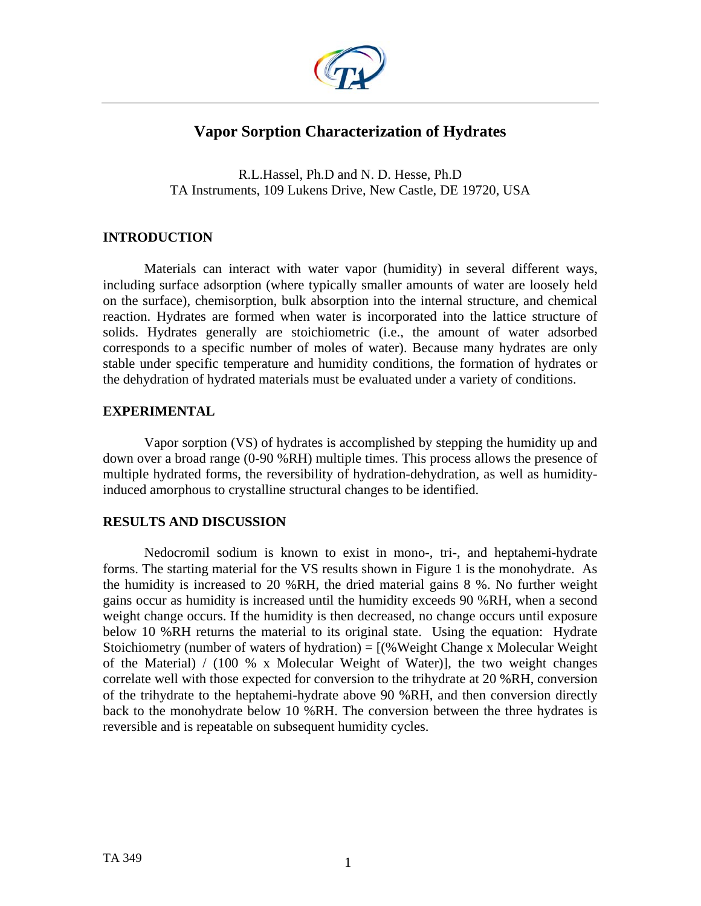# Vapor Sorption Characterization of Hydrates

R.L.Hassel, Ph.D and N. D. Hesse, Ph.D
TA Instruments, 109 Lukens Drive, New Castle, DE 19720, USA

## INTRODUCTION

Materials can interact with water vapor (humidity) in several different ways, including surface adsorption (where typically smaller amounts of water are loosely held on the surface), chemisorption, bulk absorption into the internal structure, and chemical reaction. Hydrates are formed when water is incorporated into the lattice structure of solids. Hydrates generally are stoichiometric (i.e., the amount of water adsorbed corresponds to a specific number of moles of water). Because many hydrates are only stable under specific temperature and humidity conditions, the formation of hydrates or the dehydration of hydrated materials must be evaluated under a variety of conditions.

## EXPERIMENTAL

Vapor sorption (VS) of hydrates is accomplished by stepping the humidity up and down over a broad range (0-90 %RH) multiple times. This process allows the presence of multiple hydrated forms, the reversibility of hydration-dehydration, as well as humidity-induced amorphous to crystalline structural changes to be identified.

## RESULTS AND DISCUSSION

Nedocromil sodium is known to exist in mono-, tri-, and heptahemi-hydrate forms. The starting material for the VS results shown in Figure 1 is the monohydrate. As the humidity is increased to 20 %RH, the dried material gains 8 %. No further weight gains occur as humidity is increased until the humidity exceeds 90 %RH, when a second weight change occurs. If the humidity is then decreased, no change occurs until exposure below 10 %RH returns the material to its original state. Using the equation: Hydrate Stoichiometry (number of waters of hydration) = [(%Weight Change x Molecular Weight of the Material) / (100 % x Molecular Weight of Water)], the two weight changes correlate well with those expected for conversion to the trihydrate at 20 %RH, conversion of the trihydrate to the heptahemi-hydrate above 90 %RH, and then conversion directly back to the monohydrate below 10 %RH. The conversion between the three hydrates is reversible and is repeatable on subsequent humidity cycles.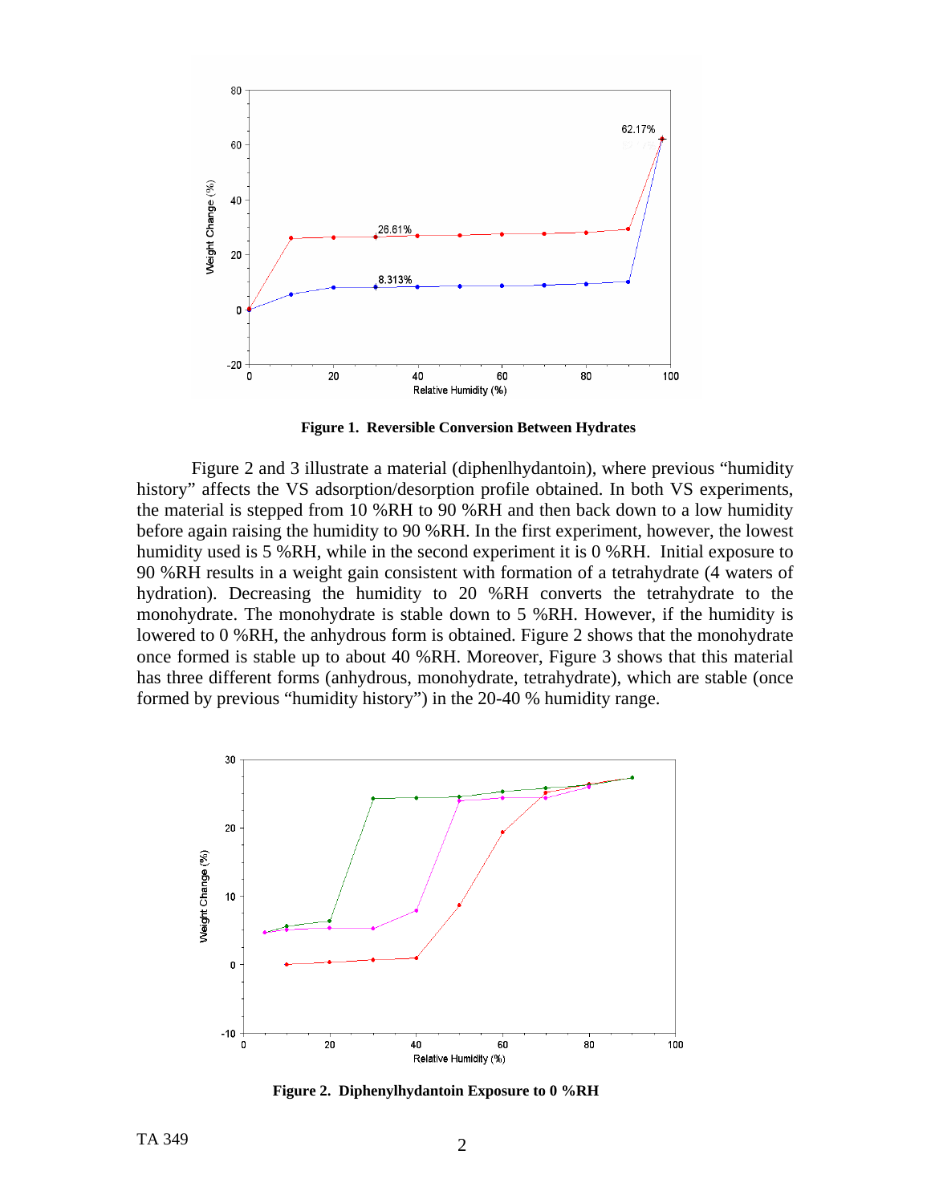**Figure 1. Reversible Conversion Between Hydrates**

Figure 2 and 3 illustrate a material (diphenlhydantoin), where previous "humidity history" affects the VS adsorption/desorption profile obtained. In both VS experiments, the material is stepped from 10 %RH to 90 %RH and then back down to a low humidity before again raising the humidity to 90 %RH. In the first experiment, however, the lowest humidity used is 5 %RH, while in the second experiment it is 0 %RH. Initial exposure to 90 %RH results in a weight gain consistent with formation of a tetrahydrate (4 waters of hydration). Decreasing the humidity to 20 %RH converts the tetrahydrate to the monohydrate. The monohydrate is stable down to 5 %RH. However, if the humidity is lowered to 0 %RH, the anhydrous form is obtained. Figure 2 shows that the monohydrate once formed is stable up to about 40 %RH. Moreover, Figure 3 shows that this material has three different forms (anhydrous, monohydrate, tetrahydrate), which are stable (once formed by previous "humidity history") in the 20-40 % humidity range.

**Figure 2. Diphenylhydantoin Exposure to 0 %RH**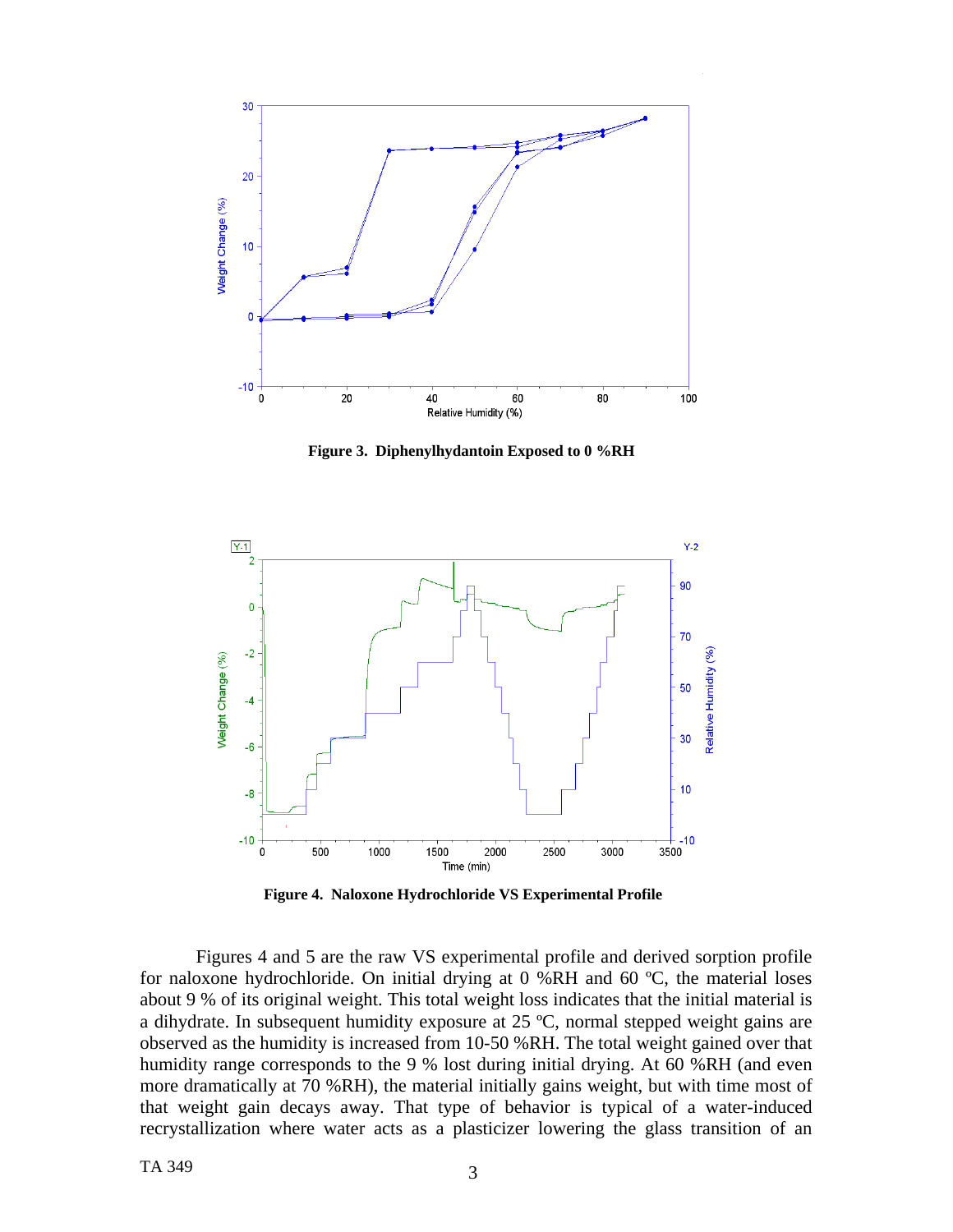**Figure 3. Diphenylhydantoin Exposed to 0 %RH**

**Figure 4. Naloxone Hydrochloride VS Experimental Profile**

Figures 4 and 5 are the raw VS experimental profile and derived sorption profile for naloxone hydrochloride. On initial drying at 0 %RH and 60 ºC, the material loses about 9 % of its original weight. This total weight loss indicates that the initial material is a dihydrate. In subsequent humidity exposure at 25 ºC, normal stepped weight gains are observed as the humidity is increased from 10-50 %RH. The total weight gained over that humidity range corresponds to the 9 % lost during initial drying. At 60 %RH (and even more dramatically at 70 %RH), the material initially gains weight, but with time most of that weight gain decays away. That type of behavior is typical of a water-induced recrystallization where water acts as a plasticizer lowering the glass transition of an

TA 349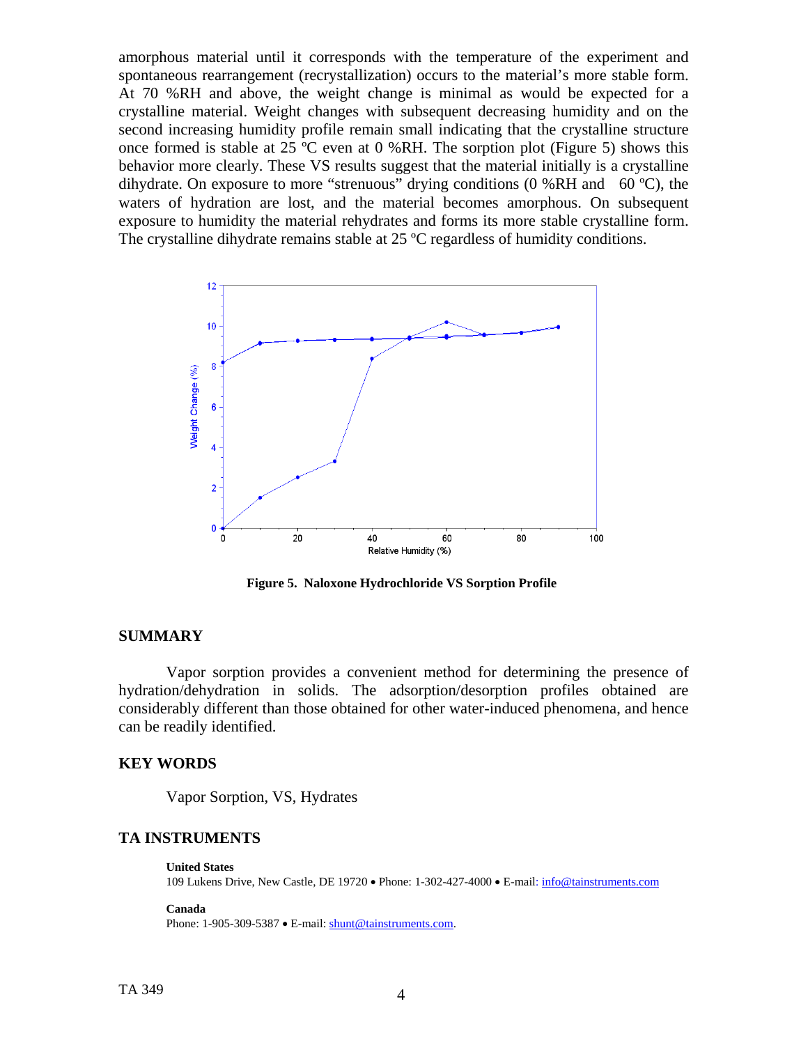amorphous material until it corresponds with the temperature of the experiment and spontaneous rearrangement (recrystallization) occurs to the material's more stable form. At 70 %RH and above, the weight change is minimal as would be expected for a crystalline material. Weight changes with subsequent decreasing humidity and on the second increasing humidity profile remain small indicating that the crystalline structure once formed is stable at 25 ºC even at 0 %RH. The sorption plot (Figure 5) shows this behavior more clearly. These VS results suggest that the material initially is a crystalline dihydrate. On exposure to more "strenuous" drying conditions (0 %RH and 60 ºC), the waters of hydration are lost, and the material becomes amorphous. On subsequent exposure to humidity the material rehydrates and forms its more stable crystalline form. The crystalline dihydrate remains stable at 25 ºC regardless of humidity conditions.

**Figure 5. Naloxone Hydrochloride VS Sorption Profile**

## SUMMARY

Vapor sorption provides a convenient method for determining the presence of hydration/dehydration in solids. The adsorption/desorption profiles obtained are considerably different than those obtained for other water-induced phenomena, and hence can be readily identified.

## KEY WORDS

Vapor Sorption, VS, Hydrates

## TA INSTRUMENTS

**United States**
109 Lukens Drive, New Castle, DE 19720 • Phone: 1-302-427-4000 • E-mail: info@tainstruments.com

**Canada**
Phone: 1-905-309-5387 • E-mail: shunt@tainstruments.com.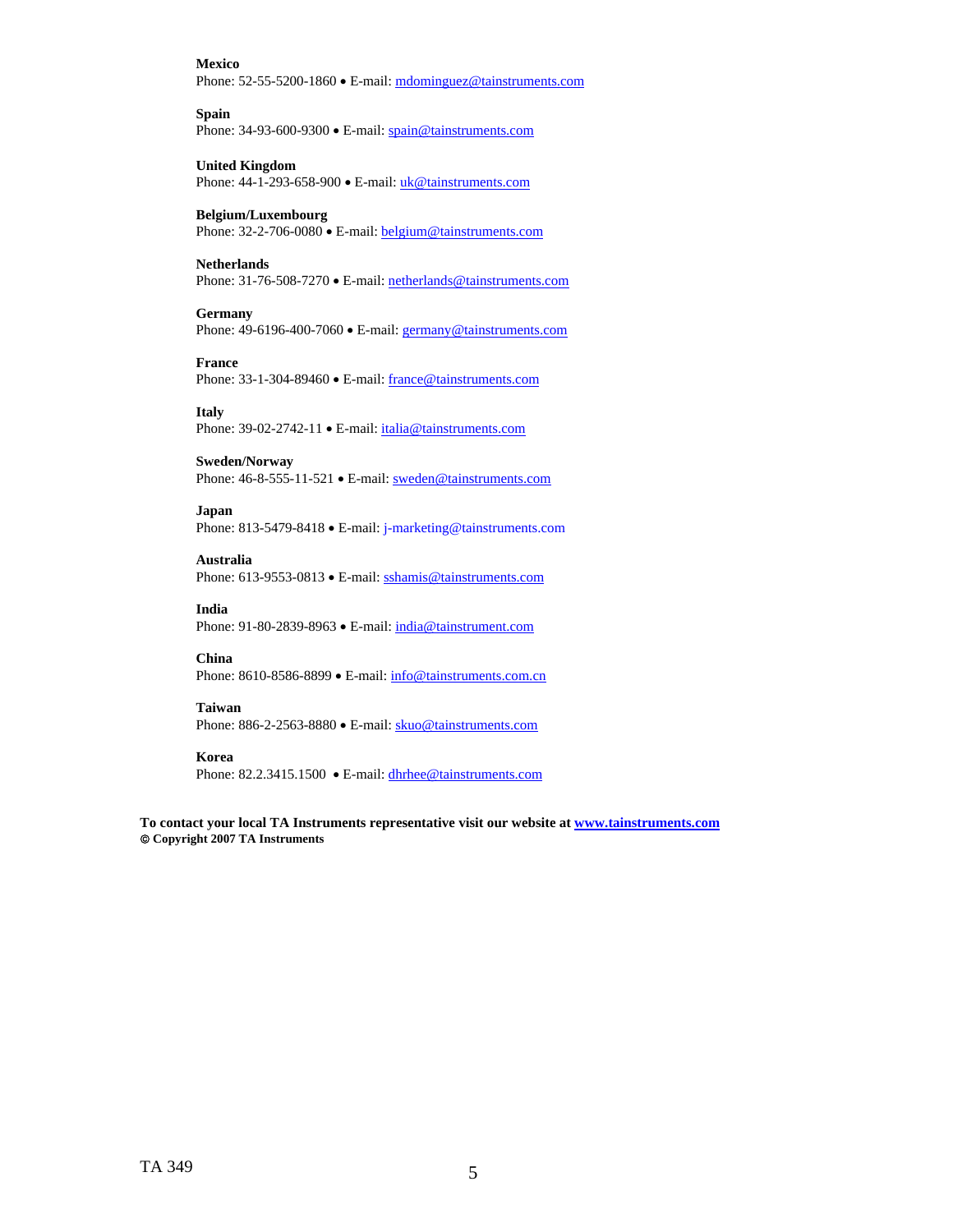**Mexico**
Phone: 52-55-5200-1860 • E-mail: mdominguez@tainstruments.com

**Spain**
Phone: 34-93-600-9300 • E-mail: spain@tainstruments.com

**United Kingdom**
Phone: 44-1-293-658-900 • E-mail: uk@tainstruments.com

**Belgium/Luxembourg**
Phone: 32-2-706-0080 • E-mail: belgium@tainstruments.com

**Netherlands**
Phone: 31-76-508-7270 • E-mail: netherlands@tainstruments.com

**Germany**
Phone: 49-6196-400-7060 • E-mail: germany@tainstruments.com

**France**
Phone: 33-1-304-89460 • E-mail: france@tainstruments.com

**Italy**
Phone: 39-02-2742-11 • E-mail: italia@tainstruments.com

**Sweden/Norway**
Phone: 46-8-555-11-521 • E-mail: sweden@tainstruments.com

**Japan**
Phone: 813-5479-8418 • E-mail: j-marketing@tainstruments.com

**Australia**
Phone: 613-9553-0813 • E-mail: sshamis@tainstruments.com

**India**
Phone: 91-80-2839-8963 • E-mail: india@tainstrument.com

**China**
Phone: 8610-8586-8899 • E-mail: info@tainstruments.com.cn

**Taiwan**
Phone: 886-2-2563-8880 • E-mail: skuo@tainstruments.com

**Korea**
Phone: 82.2.3415.1500 • E-mail: dhrhee@tainstruments.com

**To contact your local TA Instruments representative visit our website at www.tainstruments.com**
**© Copyright 2007 TA Instruments**

TA 349